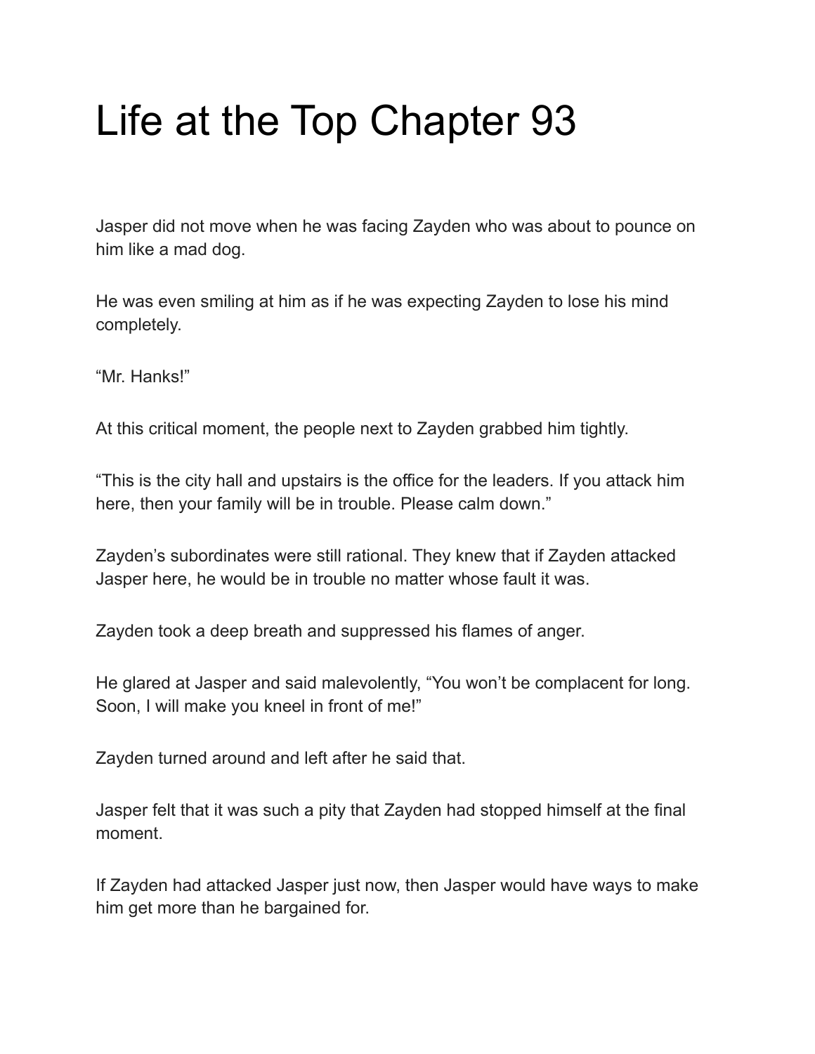# Life at the Top Chapter 93

Jasper did not move when he was facing Zayden who was about to pounce on him like a mad dog.

He was even smiling at him as if he was expecting Zayden to lose his mind completely.

"Mr. Hanks!"

At this critical moment, the people next to Zayden grabbed him tightly.

"This is the city hall and upstairs is the office for the leaders. If you attack him here, then your family will be in trouble. Please calm down."

Zayden's subordinates were still rational. They knew that if Zayden attacked Jasper here, he would be in trouble no matter whose fault it was.

Zayden took a deep breath and suppressed his flames of anger.

He glared at Jasper and said malevolently, "You won't be complacent for long. Soon, I will make you kneel in front of me!"

Zayden turned around and left after he said that.

Jasper felt that it was such a pity that Zayden had stopped himself at the final moment.

If Zayden had attacked Jasper just now, then Jasper would have ways to make him get more than he bargained for.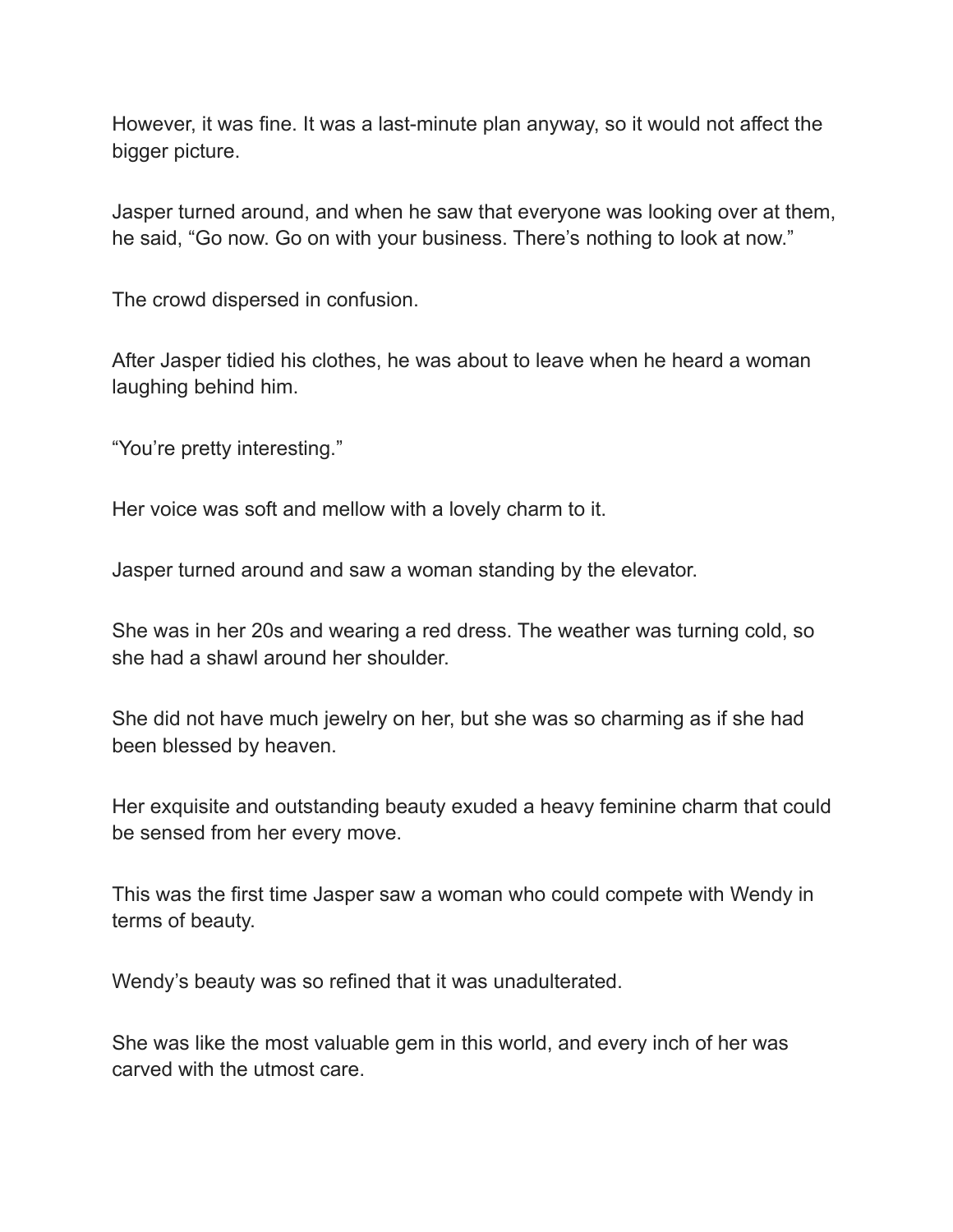However, it was fine. It was a last-minute plan anyway, so it would not affect the bigger picture.

Jasper turned around, and when he saw that everyone was looking over at them, he said, “Go now. Go on with your business. There’s nothing to look at now.”

The crowd dispersed in confusion.

After Jasper tidied his clothes, he was about to leave when he heard a woman laughing behind him.

“You’re pretty interesting.”

Her voice was soft and mellow with a lovely charm to it.

Jasper turned around and saw a woman standing by the elevator.

She was in her 20s and wearing a red dress. The weather was turning cold, so she had a shawl around her shoulder.

She did not have much jewelry on her, but she was so charming as if she had been blessed by heaven.

Her exquisite and outstanding beauty exuded a heavy feminine charm that could be sensed from her every move.

This was the first time Jasper saw a woman who could compete with Wendy in terms of beauty.

Wendy’s beauty was so refined that it was unadulterated.

She was like the most valuable gem in this world, and every inch of her was carved with the utmost care.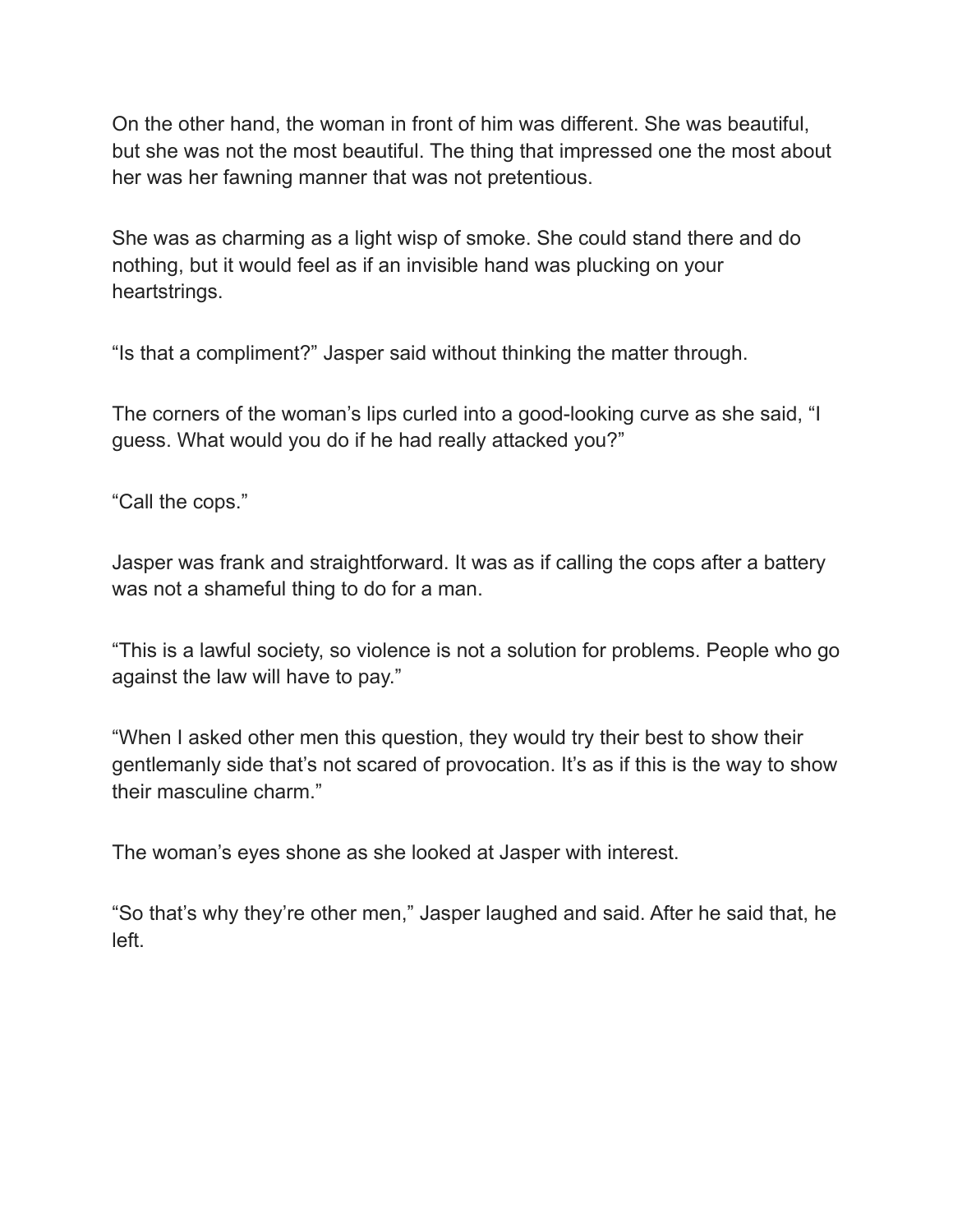On the other hand, the woman in front of him was different. She was beautiful, but she was not the most beautiful. The thing that impressed one the most about her was her fawning manner that was not pretentious.

She was as charming as a light wisp of smoke. She could stand there and do nothing, but it would feel as if an invisible hand was plucking on your heartstrings.

“Is that a compliment?” Jasper said without thinking the matter through.

The corners of the woman’s lips curled into a good-looking curve as she said, “I guess. What would you do if he had really attacked you?”

“Call the cops.”

Jasper was frank and straightforward. It was as if calling the cops after a battery was not a shameful thing to do for a man.

“This is a lawful society, so violence is not a solution for problems. People who go against the law will have to pay.”

“When I asked other men this question, they would try their best to show their gentlemanly side that’s not scared of provocation. It’s as if this is the way to show their masculine charm.”

The woman’s eyes shone as she looked at Jasper with interest.

“So that’s why they’re other men,” Jasper laughed and said. After he said that, he left.